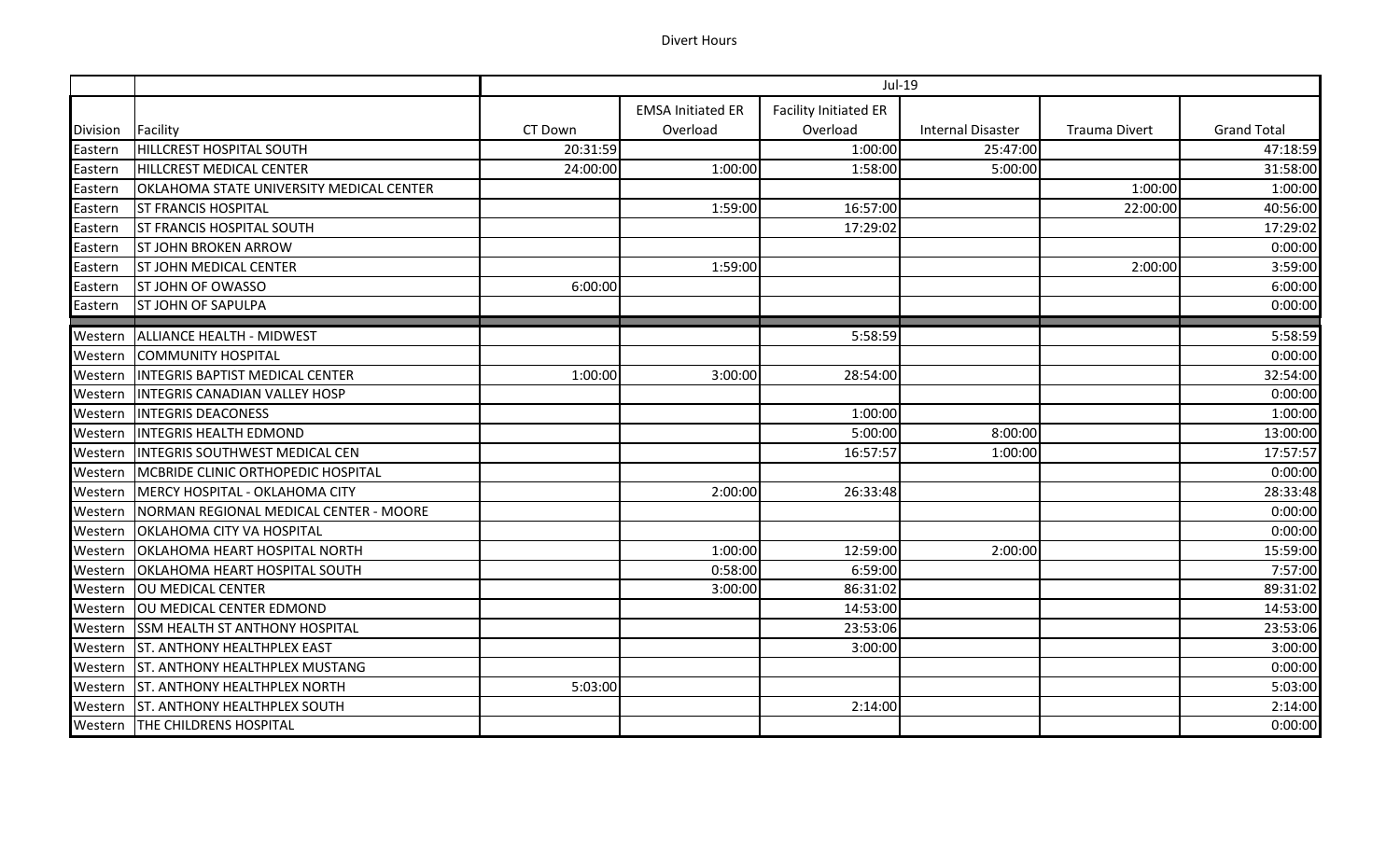Divert Hours

| | | Jul-19 | | | | | |
|---|---|---|---|---|---|---|---|
| Division | Facility | CT Down | EMSA Initiated ER Overload | Facility Initiated ER Overload | Internal Disaster | Trauma Divert | Grand Total |
| Eastern | HILLCREST HOSPITAL SOUTH | 20:31:59 | | 1:00:00 | 25:47:00 | | 47:18:59 |
| Eastern | HILLCREST MEDICAL CENTER | 24:00:00 | 1:00:00 | 1:58:00 | 5:00:00 | | 31:58:00 |
| Eastern | OKLAHOMA STATE UNIVERSITY MEDICAL CENTER | | | | | 1:00:00 | 1:00:00 |
| Eastern | ST FRANCIS HOSPITAL | | 1:59:00 | 16:57:00 | | 22:00:00 | 40:56:00 |
| Eastern | ST FRANCIS HOSPITAL SOUTH | | | 17:29:02 | | | 17:29:02 |
| Eastern | ST JOHN BROKEN ARROW | | | | | | 0:00:00 |
| Eastern | ST JOHN MEDICAL CENTER | | 1:59:00 | | | 2:00:00 | 3:59:00 |
| Eastern | ST JOHN OF OWASSO | 6:00:00 | | | | | 6:00:00 |
| Eastern | ST JOHN OF SAPULPA | | | | | | 0:00:00 |
| Western | ALLIANCE HEALTH - MIDWEST | | | 5:58:59 | | | 5:58:59 |
| Western | COMMUNITY HOSPITAL | | | | | | 0:00:00 |
| Western | INTEGRIS BAPTIST MEDICAL CENTER | 1:00:00 | 3:00:00 | 28:54:00 | | | 32:54:00 |
| Western | INTEGRIS CANADIAN VALLEY HOSP | | | | | | 0:00:00 |
| Western | INTEGRIS DEACONESS | | | 1:00:00 | | | 1:00:00 |
| Western | INTEGRIS HEALTH EDMOND | | | 5:00:00 | 8:00:00 | | 13:00:00 |
| Western | INTEGRIS SOUTHWEST MEDICAL CEN | | | 16:57:57 | 1:00:00 | | 17:57:57 |
| Western | MCBRIDE CLINIC ORTHOPEDIC HOSPITAL | | | | | | 0:00:00 |
| Western | MERCY HOSPITAL - OKLAHOMA CITY | | 2:00:00 | 26:33:48 | | | 28:33:48 |
| Western | NORMAN REGIONAL MEDICAL CENTER - MOORE | | | | | | 0:00:00 |
| Western | OKLAHOMA CITY VA HOSPITAL | | | | | | 0:00:00 |
| Western | OKLAHOMA HEART HOSPITAL NORTH | | 1:00:00 | 12:59:00 | 2:00:00 | | 15:59:00 |
| Western | OKLAHOMA HEART HOSPITAL SOUTH | | 0:58:00 | 6:59:00 | | | 7:57:00 |
| Western | OU MEDICAL CENTER | | 3:00:00 | 86:31:02 | | | 89:31:02 |
| Western | OU MEDICAL CENTER EDMOND | | | 14:53:00 | | | 14:53:00 |
| Western | SSM HEALTH ST ANTHONY HOSPITAL | | | 23:53:06 | | | 23:53:06 |
| Western | ST. ANTHONY HEALTHPLEX EAST | | | 3:00:00 | | | 3:00:00 |
| Western | ST. ANTHONY HEALTHPLEX MUSTANG | | | | | | 0:00:00 |
| Western | ST. ANTHONY HEALTHPLEX NORTH | 5:03:00 | | | | | 5:03:00 |
| Western | ST. ANTHONY HEALTHPLEX SOUTH | | | 2:14:00 | | | 2:14:00 |
| Western | THE CHILDRENS HOSPITAL | | | | | | 0:00:00 |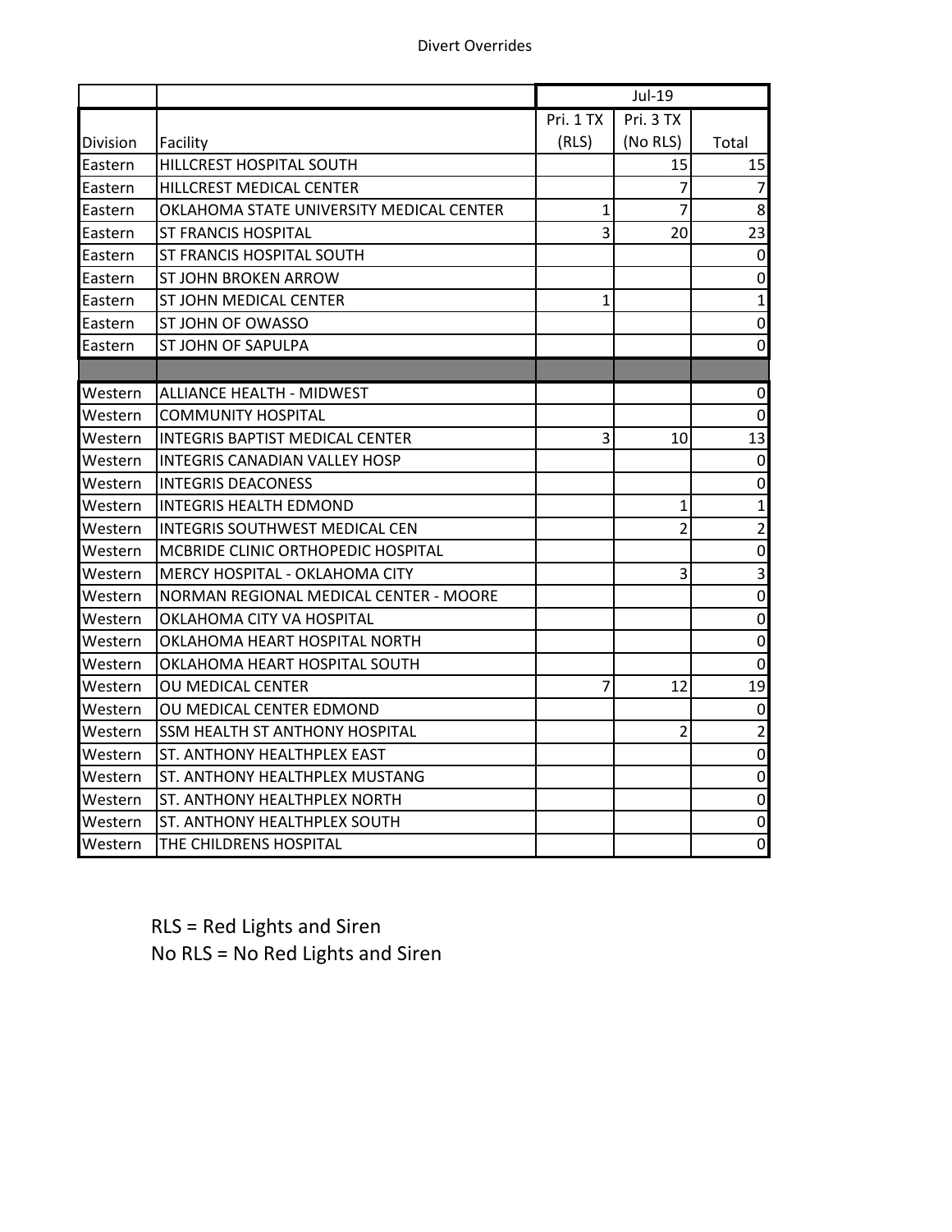Divert Overrides

| Division | Facility | Jul-19 | | |
|---|---|---|---|---|
| | | Pri. 1 TX (RLS) | Pri. 3 TX (No RLS) | Total |
| Eastern | HILLCREST HOSPITAL SOUTH | | 15 | 15 |
| Eastern | HILLCREST MEDICAL CENTER | | 7 | 7 |
| Eastern | OKLAHOMA STATE UNIVERSITY MEDICAL CENTER | 1 | 7 | 8 |
| Eastern | ST FRANCIS HOSPITAL | 3 | 20 | 23 |
| Eastern | ST FRANCIS HOSPITAL SOUTH | | | 0 |
| Eastern | ST JOHN BROKEN ARROW | | | 0 |
| Eastern | ST JOHN MEDICAL CENTER | 1 | | 1 |
| Eastern | ST JOHN OF OWASSO | | | 0 |
| Eastern | ST JOHN OF SAPULPA | | | 0 |
| | | | | |
| Western | ALLIANCE HEALTH - MIDWEST | | | 0 |
| Western | COMMUNITY HOSPITAL | | | 0 |
| Western | INTEGRIS BAPTIST MEDICAL CENTER | 3 | 10 | 13 |
| Western | INTEGRIS CANADIAN VALLEY HOSP | | | 0 |
| Western | INTEGRIS DEACONESS | | | 0 |
| Western | INTEGRIS HEALTH EDMOND | | 1 | 1 |
| Western | INTEGRIS SOUTHWEST MEDICAL CEN | | 2 | 2 |
| Western | MCBRIDE CLINIC ORTHOPEDIC HOSPITAL | | | 0 |
| Western | MERCY HOSPITAL - OKLAHOMA CITY | | 3 | 3 |
| Western | NORMAN REGIONAL MEDICAL CENTER - MOORE | | | 0 |
| Western | OKLAHOMA CITY VA HOSPITAL | | | 0 |
| Western | OKLAHOMA HEART HOSPITAL NORTH | | | 0 |
| Western | OKLAHOMA HEART HOSPITAL SOUTH | | | 0 |
| Western | OU MEDICAL CENTER | 7 | 12 | 19 |
| Western | OU MEDICAL CENTER EDMOND | | | 0 |
| Western | SSM HEALTH ST ANTHONY HOSPITAL | | 2 | 2 |
| Western | ST. ANTHONY HEALTHPLEX EAST | | | 0 |
| Western | ST. ANTHONY HEALTHPLEX MUSTANG | | | 0 |
| Western | ST. ANTHONY HEALTHPLEX NORTH | | | 0 |
| Western | ST. ANTHONY HEALTHPLEX SOUTH | | | 0 |
| Western | THE CHILDRENS HOSPITAL | | | 0 |

RLS = Red Lights and Siren
No RLS = No Red Lights and Siren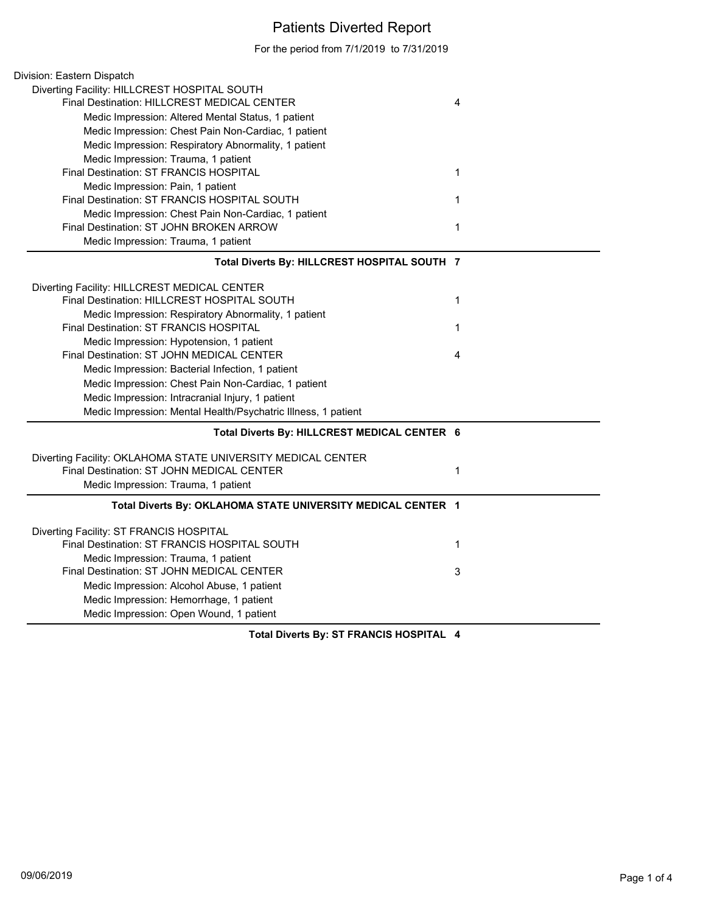# Patients Diverted Report

For the period from 7/1/2019 to 7/31/2019

Division: Eastern Dispatch

Diverting Facility: HILLCREST HOSPITAL SOUTH

| | |
|---|---|
| Final Destination: HILLCREST MEDICAL CENTER | 4 |
| Medic Impression: Altered Mental Status, 1 patient | |
| Medic Impression: Chest Pain Non-Cardiac, 1 patient | |
| Medic Impression: Respiratory Abnormality, 1 patient | |
| Medic Impression: Trauma, 1 patient | |
| Final Destination: ST FRANCIS HOSPITAL | 1 |
| Medic Impression: Pain, 1 patient | |
| Final Destination: ST FRANCIS HOSPITAL SOUTH | 1 |
| Medic Impression: Chest Pain Non-Cardiac, 1 patient | |
| Final Destination: ST JOHN BROKEN ARROW | 1 |
| Medic Impression: Trauma, 1 patient | |

**Total Diverts By: HILLCREST HOSPITAL SOUTH 7**

Diverting Facility: HILLCREST MEDICAL CENTER

| | |
|---|---|
| Final Destination: HILLCREST HOSPITAL SOUTH | 1 |
| Medic Impression: Respiratory Abnormality, 1 patient | |
| Final Destination: ST FRANCIS HOSPITAL | 1 |
| Medic Impression: Hypotension, 1 patient | |
| Final Destination: ST JOHN MEDICAL CENTER | 4 |
| Medic Impression: Bacterial Infection, 1 patient | |
| Medic Impression: Chest Pain Non-Cardiac, 1 patient | |
| Medic Impression: Intracranial Injury, 1 patient | |
| Medic Impression: Mental Health/Psychatric Illness, 1 patient | |

**Total Diverts By: HILLCREST MEDICAL CENTER 6**

Diverting Facility: OKLAHOMA STATE UNIVERSITY MEDICAL CENTER

| | |
|---|---|
| Final Destination: ST JOHN MEDICAL CENTER | 1 |
| Medic Impression: Trauma, 1 patient | |

**Total Diverts By: OKLAHOMA STATE UNIVERSITY MEDICAL CENTER 1**

Diverting Facility: ST FRANCIS HOSPITAL

| | |
|---|---|
| Final Destination: ST FRANCIS HOSPITAL SOUTH | 1 |
| Medic Impression: Trauma, 1 patient | |
| Final Destination: ST JOHN MEDICAL CENTER | 3 |
| Medic Impression: Alcohol Abuse, 1 patient | |
| Medic Impression: Hemorrhage, 1 patient | |
| Medic Impression: Open Wound, 1 patient | |

**Total Diverts By: ST FRANCIS HOSPITAL 4**

09/06/2019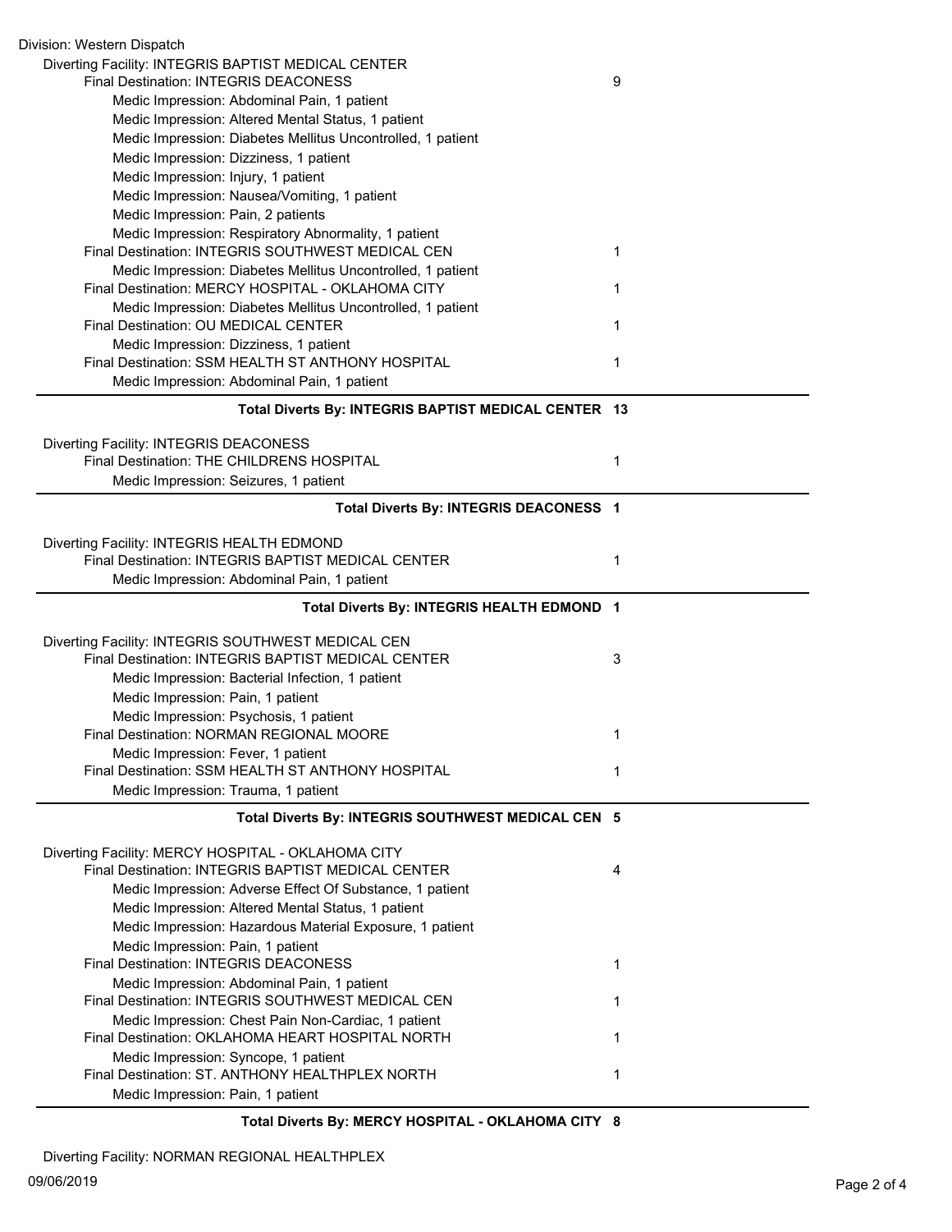Division: Western Dispatch

Diverting Facility: INTEGRIS BAPTIST MEDICAL CENTER

| | |
|---|---|
| Final Destination: INTEGRIS DEACONESS | 9 |
| Medic Impression: Abdominal Pain, 1 patient | |
| Medic Impression: Altered Mental Status, 1 patient | |
| Medic Impression: Diabetes Mellitus Uncontrolled, 1 patient | |
| Medic Impression: Dizziness, 1 patient | |
| Medic Impression: Injury, 1 patient | |
| Medic Impression: Nausea/Vomiting, 1 patient | |
| Medic Impression: Pain, 2 patients | |
| Medic Impression: Respiratory Abnormality, 1 patient | |
| Final Destination: INTEGRIS SOUTHWEST MEDICAL CEN | 1 |
| Medic Impression: Diabetes Mellitus Uncontrolled, 1 patient | |
| Final Destination: MERCY HOSPITAL - OKLAHOMA CITY | 1 |
| Medic Impression: Diabetes Mellitus Uncontrolled, 1 patient | |
| Final Destination: OU MEDICAL CENTER | 1 |
| Medic Impression: Dizziness, 1 patient | |
| Final Destination: SSM HEALTH ST ANTHONY HOSPITAL | 1 |
| Medic Impression: Abdominal Pain, 1 patient | |

**Total Diverts By: INTEGRIS BAPTIST MEDICAL CENTER 13**

Diverting Facility: INTEGRIS DEACONESS

| | |
|---|---|
| Final Destination: THE CHILDRENS HOSPITAL | 1 |
| Medic Impression: Seizures, 1 patient | |

**Total Diverts By: INTEGRIS DEACONESS 1**

Diverting Facility: INTEGRIS HEALTH EDMOND

| | |
|---|---|
| Final Destination: INTEGRIS BAPTIST MEDICAL CENTER | 1 |
| Medic Impression: Abdominal Pain, 1 patient | |

**Total Diverts By: INTEGRIS HEALTH EDMOND 1**

Diverting Facility: INTEGRIS SOUTHWEST MEDICAL CEN

| | |
|---|---|
| Final Destination: INTEGRIS BAPTIST MEDICAL CENTER | 3 |
| Medic Impression: Bacterial Infection, 1 patient | |
| Medic Impression: Pain, 1 patient | |
| Medic Impression: Psychosis, 1 patient | |
| Final Destination: NORMAN REGIONAL MOORE | 1 |
| Medic Impression: Fever, 1 patient | |
| Final Destination: SSM HEALTH ST ANTHONY HOSPITAL | 1 |
| Medic Impression: Trauma, 1 patient | |

**Total Diverts By: INTEGRIS SOUTHWEST MEDICAL CEN 5**

Diverting Facility: MERCY HOSPITAL - OKLAHOMA CITY

| | |
|---|---|
| Final Destination: INTEGRIS BAPTIST MEDICAL CENTER | 4 |
| Medic Impression: Adverse Effect Of Substance, 1 patient | |
| Medic Impression: Altered Mental Status, 1 patient | |
| Medic Impression: Hazardous Material Exposure, 1 patient | |
| Medic Impression: Pain, 1 patient | |
| Final Destination: INTEGRIS DEACONESS | 1 |
| Medic Impression: Abdominal Pain, 1 patient | |
| Final Destination: INTEGRIS SOUTHWEST MEDICAL CEN | 1 |
| Medic Impression: Chest Pain Non-Cardiac, 1 patient | |
| Final Destination: OKLAHOMA HEART HOSPITAL NORTH | 1 |
| Medic Impression: Syncope, 1 patient | |
| Final Destination: ST. ANTHONY HEALTHPLEX NORTH | 1 |
| Medic Impression: Pain, 1 patient | |

**Total Diverts By: MERCY HOSPITAL - OKLAHOMA CITY 8**

Diverting Facility: NORMAN REGIONAL HEALTHPLEX

09/06/2019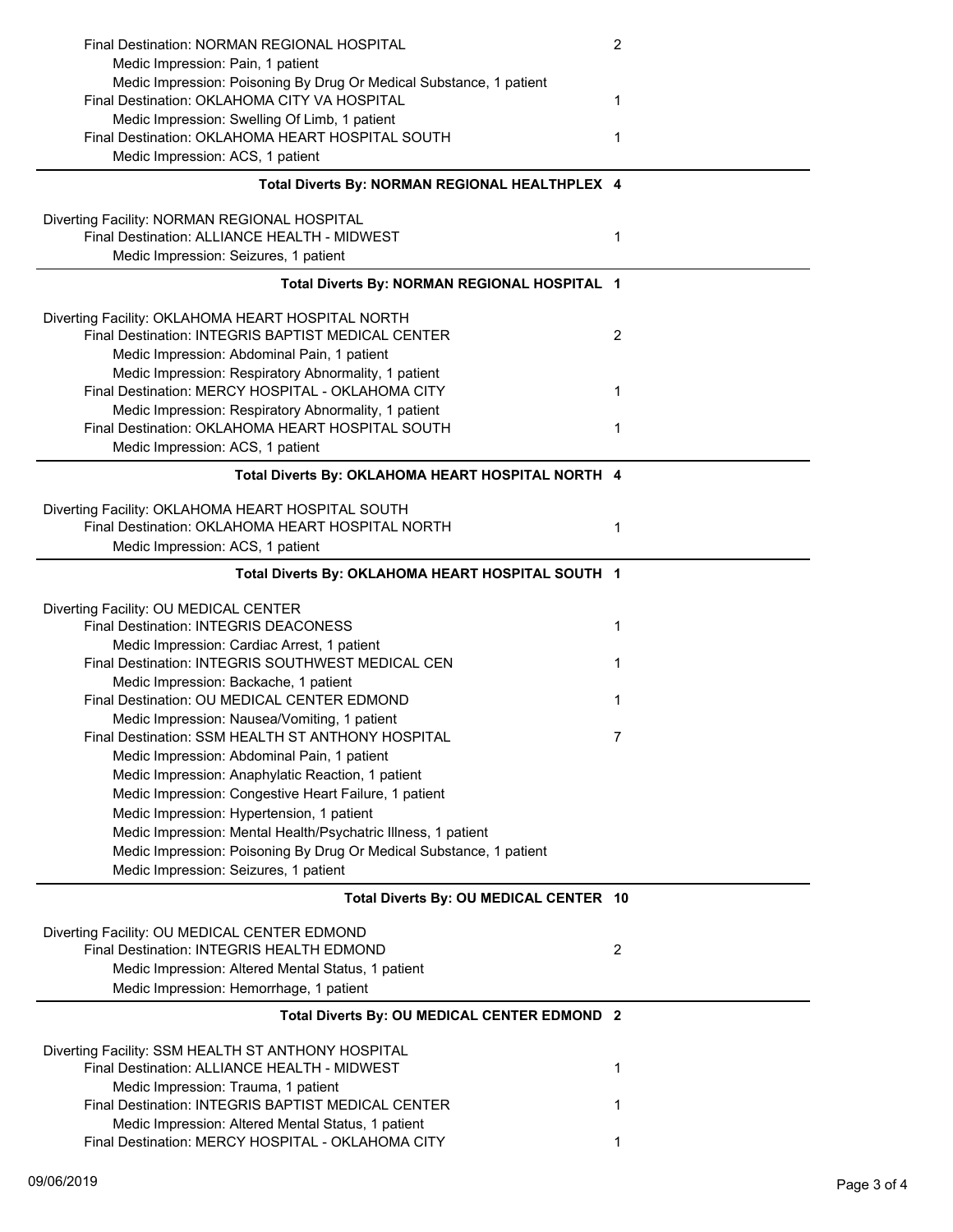Final Destination: NORMAN REGIONAL HOSPITAL 2
  Medic Impression: Pain, 1 patient
  Medic Impression: Poisoning By Drug Or Medical Substance, 1 patient
Final Destination: OKLAHOMA CITY VA HOSPITAL 1
  Medic Impression: Swelling Of Limb, 1 patient
Final Destination: OKLAHOMA HEART HOSPITAL SOUTH 1
  Medic Impression: ACS, 1 patient

**Total Diverts By: NORMAN REGIONAL HEALTHPLEX 4**

---

Diverting Facility: NORMAN REGIONAL HOSPITAL
Final Destination: ALLIANCE HEALTH - MIDWEST 1
  Medic Impression: Seizures, 1 patient

**Total Diverts By: NORMAN REGIONAL HOSPITAL 1**

---

Diverting Facility: OKLAHOMA HEART HOSPITAL NORTH
Final Destination: INTEGRIS BAPTIST MEDICAL CENTER 2
  Medic Impression: Abdominal Pain, 1 patient
  Medic Impression: Respiratory Abnormality, 1 patient
Final Destination: MERCY HOSPITAL - OKLAHOMA CITY 1
  Medic Impression: Respiratory Abnormality, 1 patient
Final Destination: OKLAHOMA HEART HOSPITAL SOUTH 1
  Medic Impression: ACS, 1 patient

**Total Diverts By: OKLAHOMA HEART HOSPITAL NORTH 4**

---

Diverting Facility: OKLAHOMA HEART HOSPITAL SOUTH
Final Destination: OKLAHOMA HEART HOSPITAL NORTH 1
  Medic Impression: ACS, 1 patient

**Total Diverts By: OKLAHOMA HEART HOSPITAL SOUTH 1**

---

Diverting Facility: OU MEDICAL CENTER
Final Destination: INTEGRIS DEACONESS 1
  Medic Impression: Cardiac Arrest, 1 patient
Final Destination: INTEGRIS SOUTHWEST MEDICAL CEN 1
  Medic Impression: Backache, 1 patient
Final Destination: OU MEDICAL CENTER EDMOND 1
  Medic Impression: Nausea/Vomiting, 1 patient
Final Destination: SSM HEALTH ST ANTHONY HOSPITAL 7
  Medic Impression: Abdominal Pain, 1 patient
  Medic Impression: Anaphylatic Reaction, 1 patient
  Medic Impression: Congestive Heart Failure, 1 patient
  Medic Impression: Hypertension, 1 patient
  Medic Impression: Mental Health/Psychatric Illness, 1 patient
  Medic Impression: Poisoning By Drug Or Medical Substance, 1 patient
  Medic Impression: Seizures, 1 patient

**Total Diverts By: OU MEDICAL CENTER 10**

---

Diverting Facility: OU MEDICAL CENTER EDMOND
Final Destination: INTEGRIS HEALTH EDMOND 2
  Medic Impression: Altered Mental Status, 1 patient
  Medic Impression: Hemorrhage, 1 patient

**Total Diverts By: OU MEDICAL CENTER EDMOND 2**

---

Diverting Facility: SSM HEALTH ST ANTHONY HOSPITAL
Final Destination: ALLIANCE HEALTH - MIDWEST 1
  Medic Impression: Trauma, 1 patient
Final Destination: INTEGRIS BAPTIST MEDICAL CENTER 1
  Medic Impression: Altered Mental Status, 1 patient
Final Destination: MERCY HOSPITAL - OKLAHOMA CITY 1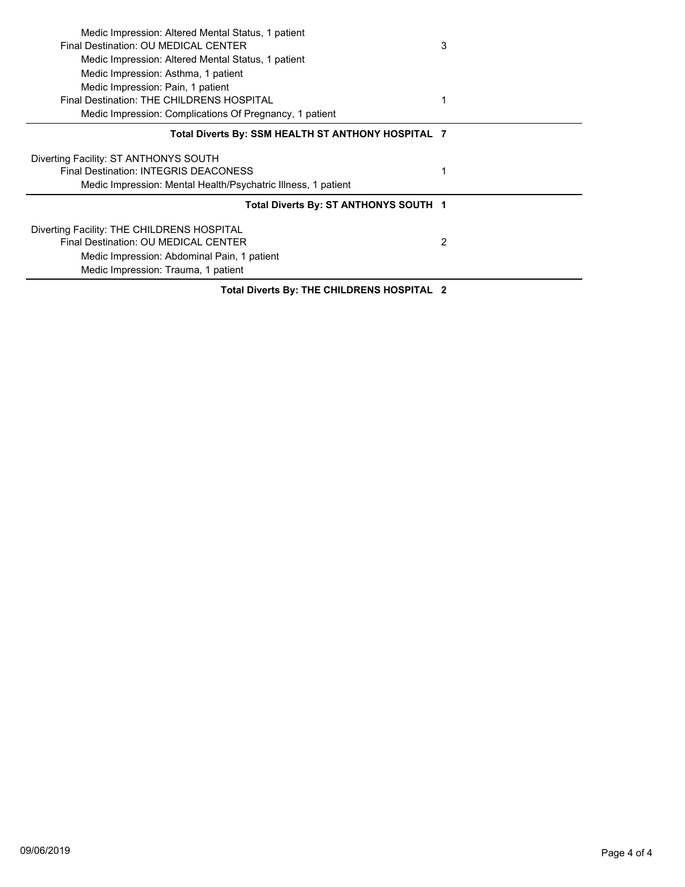Medic Impression: Altered Mental Status, 1 patient

Final Destination: OU MEDICAL CENTER 3

Medic Impression: Altered Mental Status, 1 patient

Medic Impression: Asthma, 1 patient

Medic Impression: Pain, 1 patient

Final Destination: THE CHILDRENS HOSPITAL 1

Medic Impression: Complications Of Pregnancy, 1 patient

**Total Diverts By: SSM HEALTH ST ANTHONY HOSPITAL 7**

Diverting Facility: ST ANTHONYS SOUTH

Final Destination: INTEGRIS DEACONESS 1

Medic Impression: Mental Health/Psychatric Illness, 1 patient

**Total Diverts By: ST ANTHONYS SOUTH 1**

Diverting Facility: THE CHILDRENS HOSPITAL

Final Destination: OU MEDICAL CENTER 2

Medic Impression: Abdominal Pain, 1 patient

Medic Impression: Trauma, 1 patient

**Total Diverts By: THE CHILDRENS HOSPITAL 2**

09/06/2019